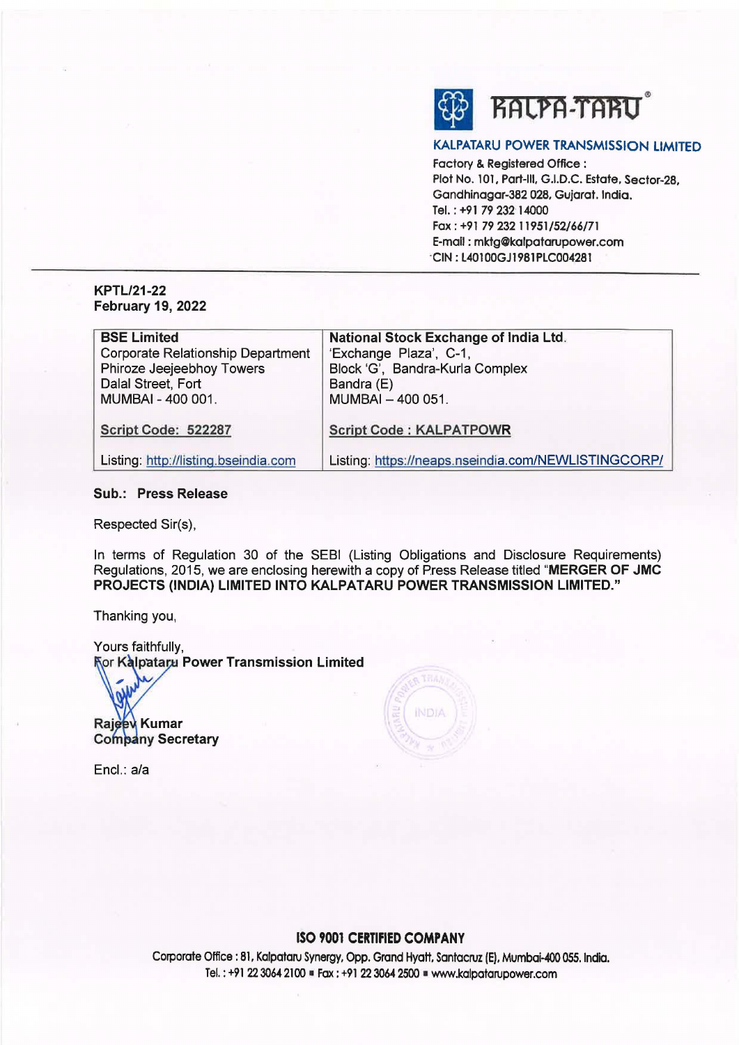**KALPA-TARU**®

**KALPATARU POWER TRANSMISSION LIMITED**

Factory & Registered Office :
Plot No. 101, Part-III, G.I.D.C. Estate, Sector-28,
Gandhinagar-382 028, Gujarat. India.
Tel. : +91 79 232 14000
Fax : +91 79 232 11951/52/66/71
E-mail : mktg@kalpatarupower.com
CIN : L40100GJ1981PLC004281

**KPTL/21-22**
**February 19, 2022**

| **BSE Limited**<br>Corporate Relationship Department<br>Phiroze Jeejeebhoy Towers<br>Dalal Street, Fort<br>MUMBAI - 400 001. | **National Stock Exchange of India Ltd.**<br>'Exchange Plaza', C-1,<br>Block 'G', Bandra-Kurla Complex<br>Bandra (E)<br>MUMBAI – 400 051. |
|---|---|
| **Script Code: 522287** | **Script Code : KALPATPOWR** |
| Listing: http://listing.bseindia.com | Listing: https://neaps.nseindia.com/NEWLISTINGCORP/ |

**Sub.: Press Release**

Respected Sir(s),

In terms of Regulation 30 of the SEBI (Listing Obligations and Disclosure Requirements) Regulations, 2015, we are enclosing herewith a copy of Press Release titled "**MERGER OF JMC PROJECTS (INDIA) LIMITED INTO KALPATARU POWER TRANSMISSION LIMITED.**"

Thanking you,

Yours faithfully,
**For Kalpataru Power Transmission Limited**

**Rajeev Kumar**
**Company Secretary**

Encl.: a/a

**ISO 9001 CERTIFIED COMPANY**

Corporate Office : 81, Kalpataru Synergy, Opp. Grand Hyatt, Santacruz (E), Mumbai-400 055. India.
Tel. : +91 22 3064 2100 ▪ Fax : +91 22 3064 2500 ▪ www.kalpatarupower.com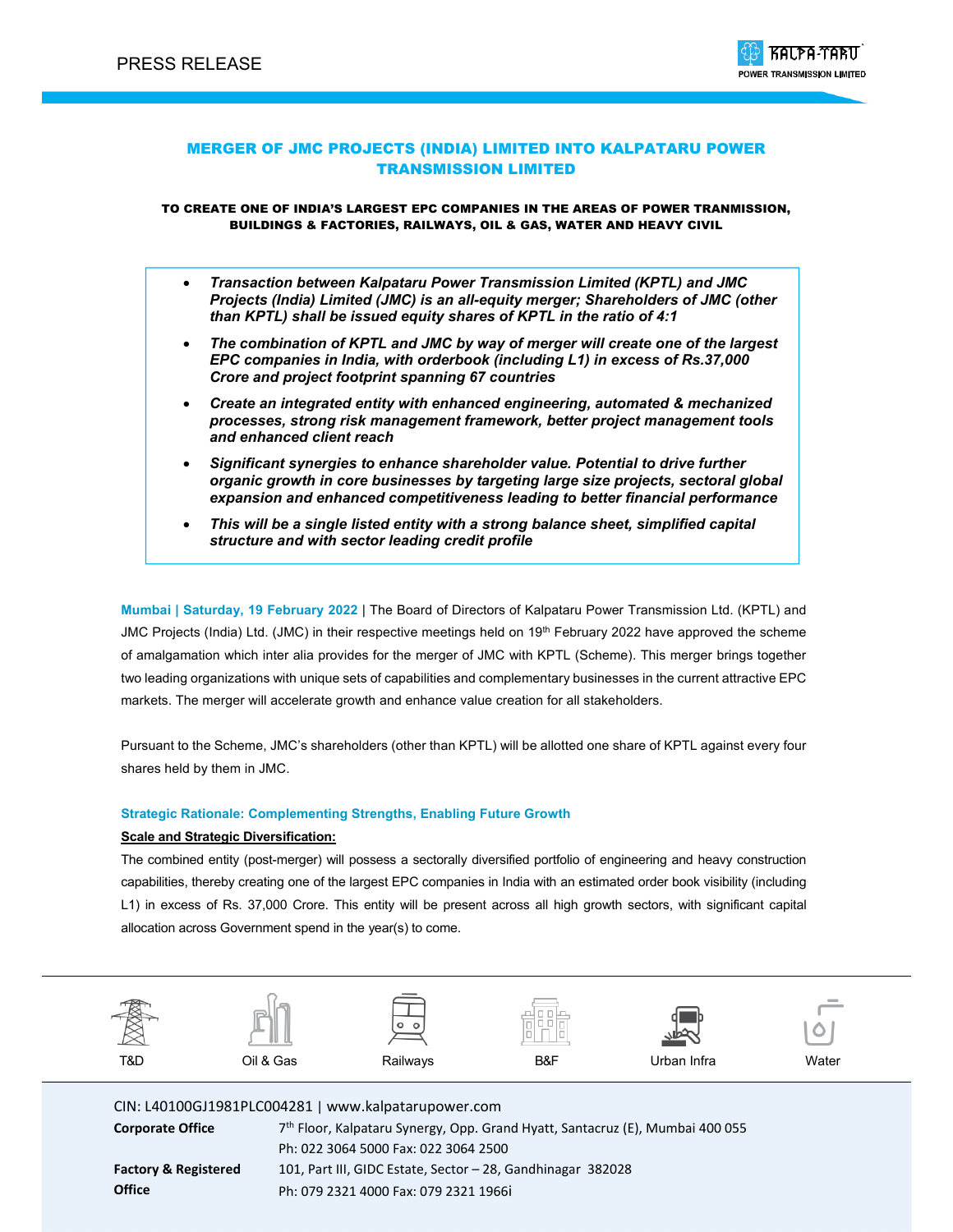# MERGER OF JMC PROJECTS (INDIA) LIMITED INTO KALPATARU POWER TRANSMISSION LIMITED

**TO CREATE ONE OF INDIA'S LARGEST EPC COMPANIES IN THE AREAS OF POWER TRANMISSION, BUILDINGS & FACTORIES, RAILWAYS, OIL & GAS, WATER AND HEAVY CIVIL**

- ***Transaction between Kalpataru Power Transmission Limited (KPTL) and JMC Projects (India) Limited (JMC) is an all-equity merger; Shareholders of JMC (other than KPTL) shall be issued equity shares of KPTL in the ratio of 4:1***
- ***The combination of KPTL and JMC by way of merger will create one of the largest EPC companies in India, with orderbook (including L1) in excess of Rs.37,000 Crore and project footprint spanning 67 countries***
- ***Create an integrated entity with enhanced engineering, automated & mechanized processes, strong risk management framework, better project management tools and enhanced client reach***
- ***Significant synergies to enhance shareholder value. Potential to drive further organic growth in core businesses by targeting large size projects, sectoral global expansion and enhanced competitiveness leading to better financial performance***
- ***This will be a single listed entity with a strong balance sheet, simplified capital structure and with sector leading credit profile***

**Mumbai | Saturday, 19 February 2022** | The Board of Directors of Kalpataru Power Transmission Ltd. (KPTL) and JMC Projects (India) Ltd. (JMC) in their respective meetings held on 19th February 2022 have approved the scheme of amalgamation which inter alia provides for the merger of JMC with KPTL (Scheme). This merger brings together two leading organizations with unique sets of capabilities and complementary businesses in the current attractive EPC markets. The merger will accelerate growth and enhance value creation for all stakeholders.

Pursuant to the Scheme, JMC's shareholders (other than KPTL) will be allotted one share of KPTL against every four shares held by them in JMC.

**Strategic Rationale: Complementing Strengths, Enabling Future Growth**

**Scale and Strategic Diversification:**

The combined entity (post-merger) will possess a sectorally diversified portfolio of engineering and heavy construction capabilities, thereby creating one of the largest EPC companies in India with an estimated order book visibility (including L1) in excess of Rs. 37,000 Crore. This entity will be present across all high growth sectors, with significant capital allocation across Government spend in the year(s) to come.

T&D | Oil & Gas | Railways | B&F | Urban Infra | Water

CIN: L40100GJ1981PLC004281 | www.kalpatarupower.com

**Corporate Office** 7th Floor, Kalpataru Synergy, Opp. Grand Hyatt, Santacruz (E), Mumbai 400 055
Ph: 022 3064 5000 Fax: 022 3064 2500

**Factory & Registered Office** 101, Part III, GIDC Estate, Sector – 28, Gandhinagar 382028
Ph: 079 2321 4000 Fax: 079 2321 1966i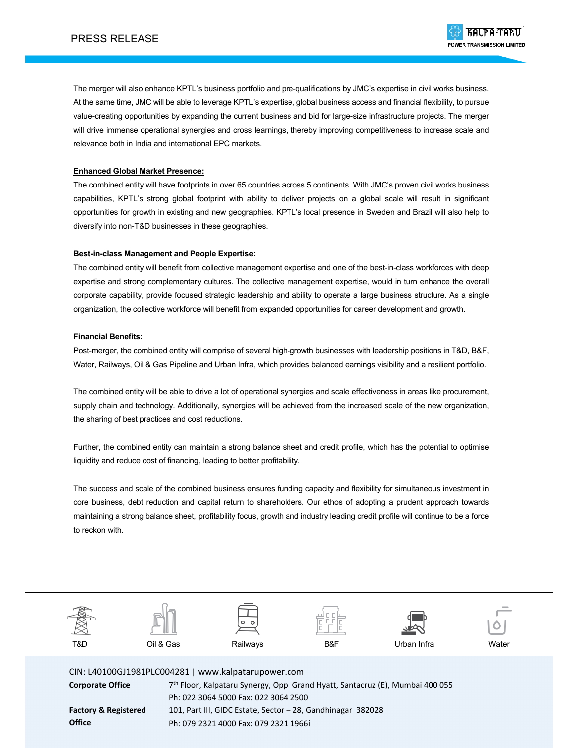The merger will also enhance KPTL's business portfolio and pre-qualifications by JMC's expertise in civil works business. At the same time, JMC will be able to leverage KPTL's expertise, global business access and financial flexibility, to pursue value-creating opportunities by expanding the current business and bid for large-size infrastructure projects. The merger will drive immense operational synergies and cross learnings, thereby improving competitiveness to increase scale and relevance both in India and international EPC markets.

**Enhanced Global Market Presence:**

The combined entity will have footprints in over 65 countries across 5 continents. With JMC's proven civil works business capabilities, KPTL's strong global footprint with ability to deliver projects on a global scale will result in significant opportunities for growth in existing and new geographies. KPTL's local presence in Sweden and Brazil will also help to diversify into non-T&D businesses in these geographies.

**Best-in-class Management and People Expertise:**

The combined entity will benefit from collective management expertise and one of the best-in-class workforces with deep expertise and strong complementary cultures. The collective management expertise, would in turn enhance the overall corporate capability, provide focused strategic leadership and ability to operate a large business structure. As a single organization, the collective workforce will benefit from expanded opportunities for career development and growth.

**Financial Benefits:**

Post-merger, the combined entity will comprise of several high-growth businesses with leadership positions in T&D, B&F, Water, Railways, Oil & Gas Pipeline and Urban Infra, which provides balanced earnings visibility and a resilient portfolio.

The combined entity will be able to drive a lot of operational synergies and scale effectiveness in areas like procurement, supply chain and technology. Additionally, synergies will be achieved from the increased scale of the new organization, the sharing of best practices and cost reductions.

Further, the combined entity can maintain a strong balance sheet and credit profile, which has the potential to optimise liquidity and reduce cost of financing, leading to better profitability.

The success and scale of the combined business ensures funding capacity and flexibility for simultaneous investment in core business, debt reduction and capital return to shareholders. Our ethos of adopting a prudent approach towards maintaining a strong balance sheet, profitability focus, growth and industry leading credit profile will continue to be a force to reckon with.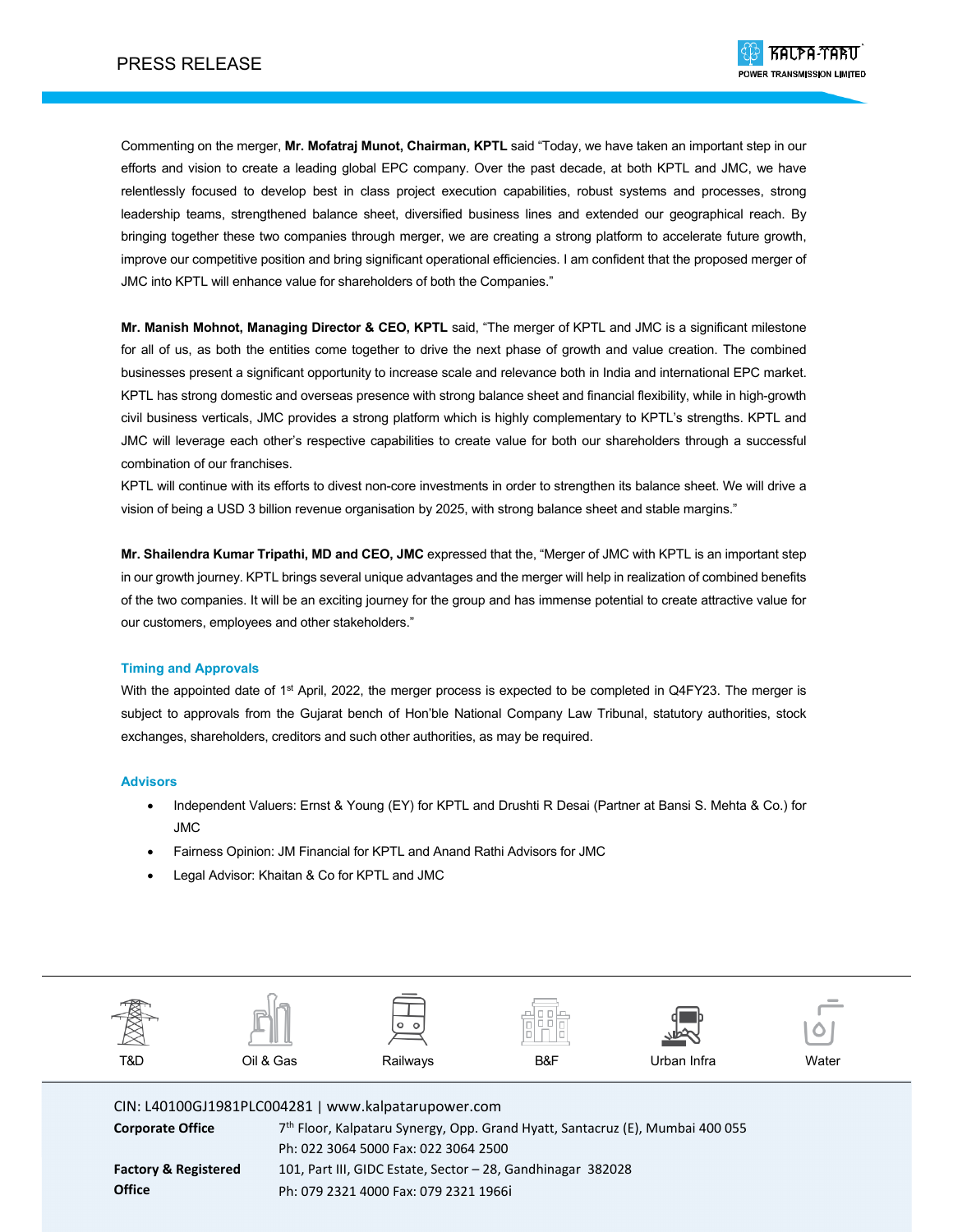Commenting on the merger, **Mr. Mofatraj Munot, Chairman, KPTL** said "Today, we have taken an important step in our efforts and vision to create a leading global EPC company. Over the past decade, at both KPTL and JMC, we have relentlessly focused to develop best in class project execution capabilities, robust systems and processes, strong leadership teams, strengthened balance sheet, diversified business lines and extended our geographical reach. By bringing together these two companies through merger, we are creating a strong platform to accelerate future growth, improve our competitive position and bring significant operational efficiencies. I am confident that the proposed merger of JMC into KPTL will enhance value for shareholders of both the Companies."

**Mr. Manish Mohnot, Managing Director & CEO, KPTL** said, "The merger of KPTL and JMC is a significant milestone for all of us, as both the entities come together to drive the next phase of growth and value creation. The combined businesses present a significant opportunity to increase scale and relevance both in India and international EPC market. KPTL has strong domestic and overseas presence with strong balance sheet and financial flexibility, while in high-growth civil business verticals, JMC provides a strong platform which is highly complementary to KPTL's strengths. KPTL and JMC will leverage each other's respective capabilities to create value for both our shareholders through a successful combination of our franchises.

KPTL will continue with its efforts to divest non-core investments in order to strengthen its balance sheet. We will drive a vision of being a USD 3 billion revenue organisation by 2025, with strong balance sheet and stable margins."

**Mr. Shailendra Kumar Tripathi, MD and CEO, JMC** expressed that the, "Merger of JMC with KPTL is an important step in our growth journey. KPTL brings several unique advantages and the merger will help in realization of combined benefits of the two companies. It will be an exciting journey for the group and has immense potential to create attractive value for our customers, employees and other stakeholders."

### Timing and Approvals

With the appointed date of 1st April, 2022, the merger process is expected to be completed in Q4FY23. The merger is subject to approvals from the Gujarat bench of Hon'ble National Company Law Tribunal, statutory authorities, stock exchanges, shareholders, creditors and such other authorities, as may be required.

### Advisors

- Independent Valuers: Ernst & Young (EY) for KPTL and Drushti R Desai (Partner at Bansi S. Mehta & Co.) for JMC
- Fairness Opinion: JM Financial for KPTL and Anand Rathi Advisors for JMC
- Legal Advisor: Khaitan & Co for KPTL and JMC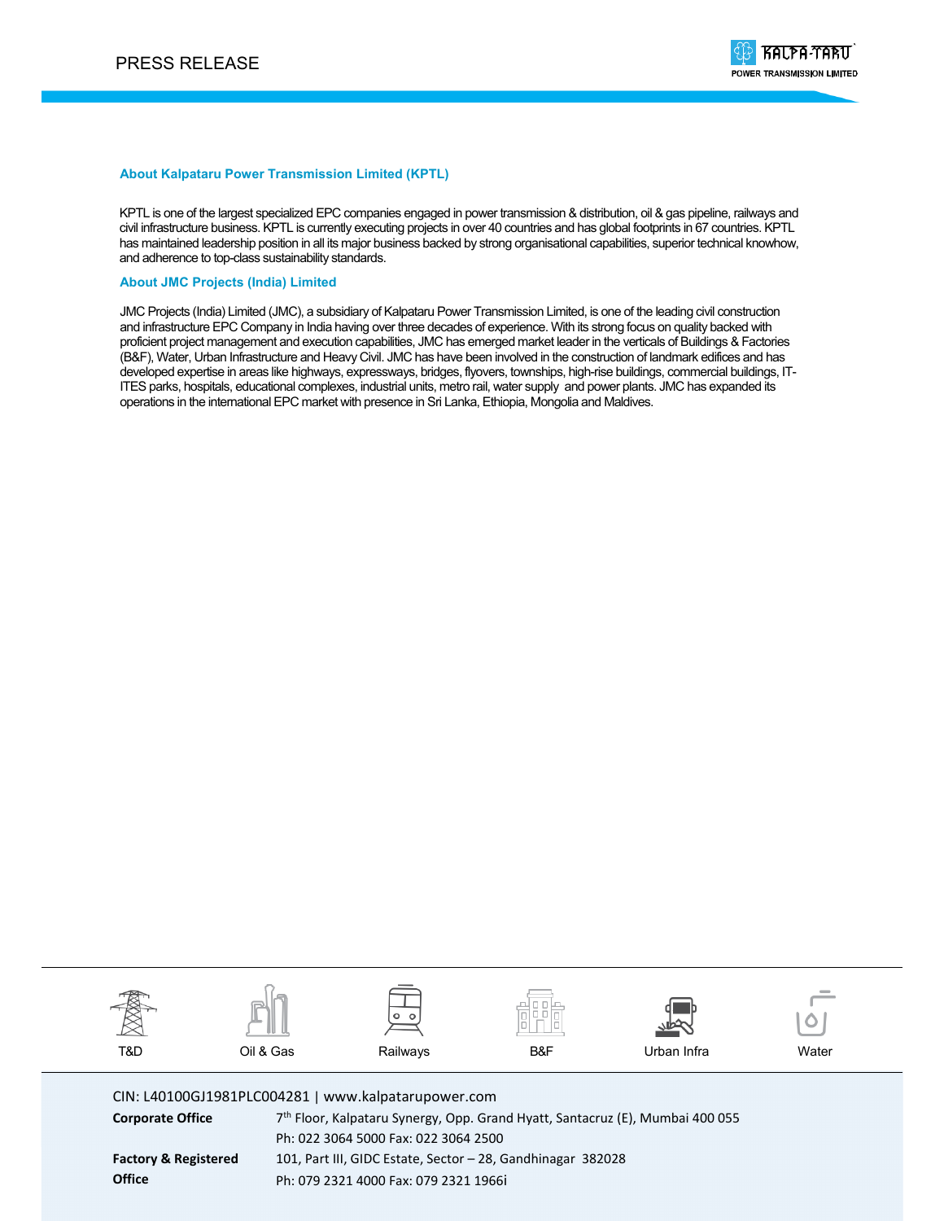## About Kalpataru Power Transmission Limited (KPTL)

KPTL is one of the largest specialized EPC companies engaged in power transmission & distribution, oil & gas pipeline, railways and civil infrastructure business. KPTL is currently executing projects in over 40 countries and has global footprints in 67 countries. KPTL has maintained leadership position in all its major business backed by strong organisational capabilities, superior technical knowhow, and adherence to top-class sustainability standards.

## About JMC Projects (India) Limited

JMC Projects (India) Limited (JMC), a subsidiary of Kalpataru Power Transmission Limited, is one of the leading civil construction and infrastructure EPC Company in India having over three decades of experience. With its strong focus on quality backed with proficient project management and execution capabilities, JMC has emerged market leader in the verticals of Buildings & Factories (B&F), Water, Urban Infrastructure and Heavy Civil. JMC has have been involved in the construction of landmark edifices and has developed expertise in areas like highways, expressways, bridges, flyovers, townships, high-rise buildings, commercial buildings, IT-ITES parks, hospitals, educational complexes, industrial units, metro rail, water supply and power plants. JMC has expanded its operations in the international EPC market with presence in Sri Lanka, Ethiopia, Mongolia and Maldives.

T&D Oil & Gas Railways B&F Urban Infra Water

CIN: L40100GJ1981PLC004281 | www.kalpatarupower.com

**Corporate Office** 7th Floor, Kalpataru Synergy, Opp. Grand Hyatt, Santacruz (E), Mumbai 400 055
Ph: 022 3064 5000 Fax: 022 3064 2500

**Factory & Registered Office** 101, Part III, GIDC Estate, Sector – 28, Gandhinagar 382028
Ph: 079 2321 4000 Fax: 079 2321 1966i